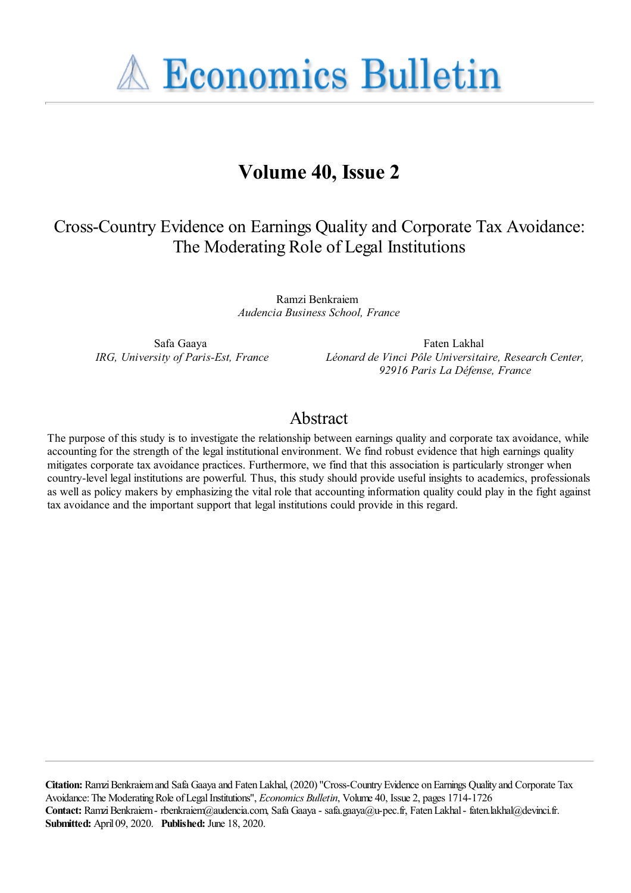# Economics Bulletin

## Volume 40, Issue 2

# Cross-Country Evidence on Earnings Quality and Corporate Tax Avoidance: The Moderating Role of Legal Institutions

Ramzi Benkraiem
*Audencia Business School, France*

Safa Gaaya
*IRG, University of Paris-Est, France*

Faten Lakhal
*Léonard de Vinci Pôle Universitaire, Research Center, 92916 Paris La Défense, France*

## Abstract

The purpose of this study is to investigate the relationship between earnings quality and corporate tax avoidance, while accounting for the strength of the legal institutional environment. We find robust evidence that high earnings quality mitigates corporate tax avoidance practices. Furthermore, we find that this association is particularly stronger when country-level legal institutions are powerful. Thus, this study should provide useful insights to academics, professionals as well as policy makers by emphasizing the vital role that accounting information quality could play in the fight against tax avoidance and the important support that legal institutions could provide in this regard.

**Citation:** Ramzi Benkraiem and Safa Gaaya and Faten Lakhal, (2020) "Cross-Country Evidence on Earnings Quality and Corporate Tax Avoidance: The Moderating Role of Legal Institutions", *Economics Bulletin*, Volume 40, Issue 2, pages 1714-1726
**Contact:** Ramzi Benkraiem - rbenkraiem@audencia.com, Safa Gaaya - safa.gaaya@u-pec.fr, Faten Lakhal - faten.lakhal@devinci.fr.
**Submitted:** April 09, 2020. **Published:** June 18, 2020.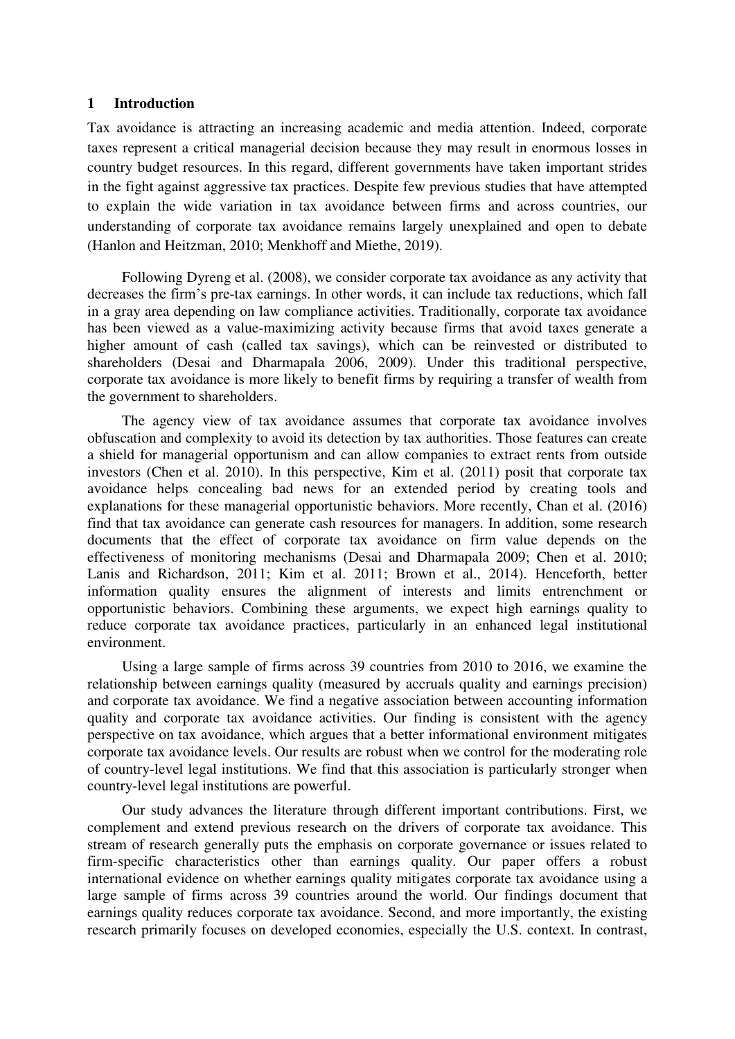## 1 Introduction

Tax avoidance is attracting an increasing academic and media attention. Indeed, corporate taxes represent a critical managerial decision because they may result in enormous losses in country budget resources. In this regard, different governments have taken important strides in the fight against aggressive tax practices. Despite few previous studies that have attempted to explain the wide variation in tax avoidance between firms and across countries, our understanding of corporate tax avoidance remains largely unexplained and open to debate (Hanlon and Heitzman, 2010; Menkhoff and Miethe, 2019).

Following Dyreng et al. (2008), we consider corporate tax avoidance as any activity that decreases the firm's pre-tax earnings. In other words, it can include tax reductions, which fall in a gray area depending on law compliance activities. Traditionally, corporate tax avoidance has been viewed as a value-maximizing activity because firms that avoid taxes generate a higher amount of cash (called tax savings), which can be reinvested or distributed to shareholders (Desai and Dharmapala 2006, 2009). Under this traditional perspective, corporate tax avoidance is more likely to benefit firms by requiring a transfer of wealth from the government to shareholders.

The agency view of tax avoidance assumes that corporate tax avoidance involves obfuscation and complexity to avoid its detection by tax authorities. Those features can create a shield for managerial opportunism and can allow companies to extract rents from outside investors (Chen et al. 2010). In this perspective, Kim et al. (2011) posit that corporate tax avoidance helps concealing bad news for an extended period by creating tools and explanations for these managerial opportunistic behaviors. More recently, Chan et al. (2016) find that tax avoidance can generate cash resources for managers. In addition, some research documents that the effect of corporate tax avoidance on firm value depends on the effectiveness of monitoring mechanisms (Desai and Dharmapala 2009; Chen et al. 2010; Lanis and Richardson, 2011; Kim et al. 2011; Brown et al., 2014). Henceforth, better information quality ensures the alignment of interests and limits entrenchment or opportunistic behaviors. Combining these arguments, we expect high earnings quality to reduce corporate tax avoidance practices, particularly in an enhanced legal institutional environment.

Using a large sample of firms across 39 countries from 2010 to 2016, we examine the relationship between earnings quality (measured by accruals quality and earnings precision) and corporate tax avoidance. We find a negative association between accounting information quality and corporate tax avoidance activities. Our finding is consistent with the agency perspective on tax avoidance, which argues that a better informational environment mitigates corporate tax avoidance levels. Our results are robust when we control for the moderating role of country-level legal institutions. We find that this association is particularly stronger when country-level legal institutions are powerful.

Our study advances the literature through different important contributions. First, we complement and extend previous research on the drivers of corporate tax avoidance. This stream of research generally puts the emphasis on corporate governance or issues related to firm-specific characteristics other than earnings quality. Our paper offers a robust international evidence on whether earnings quality mitigates corporate tax avoidance using a large sample of firms across 39 countries around the world. Our findings document that earnings quality reduces corporate tax avoidance. Second, and more importantly, the existing research primarily focuses on developed economies, especially the U.S. context. In contrast,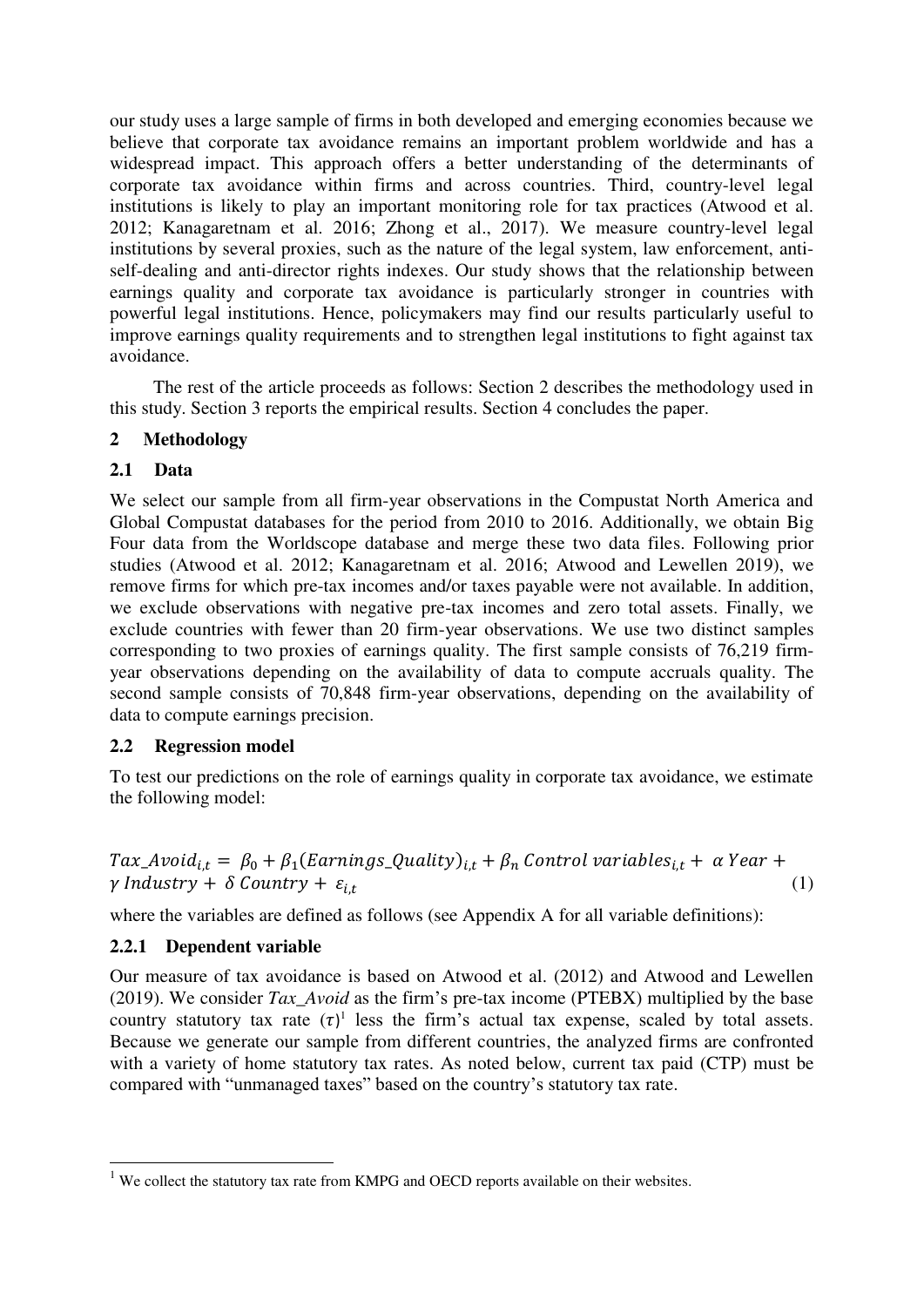our study uses a large sample of firms in both developed and emerging economies because we believe that corporate tax avoidance remains an important problem worldwide and has a widespread impact. This approach offers a better understanding of the determinants of corporate tax avoidance within firms and across countries. Third, country-level legal institutions is likely to play an important monitoring role for tax practices (Atwood et al. 2012; Kanagaretnam et al. 2016; Zhong et al., 2017). We measure country-level legal institutions by several proxies, such as the nature of the legal system, law enforcement, anti-self-dealing and anti-director rights indexes. Our study shows that the relationship between earnings quality and corporate tax avoidance is particularly stronger in countries with powerful legal institutions. Hence, policymakers may find our results particularly useful to improve earnings quality requirements and to strengthen legal institutions to fight against tax avoidance.

The rest of the article proceeds as follows: Section 2 describes the methodology used in this study. Section 3 reports the empirical results. Section 4 concludes the paper.

## 2 Methodology

### 2.1 Data

We select our sample from all firm-year observations in the Compustat North America and Global Compustat databases for the period from 2010 to 2016. Additionally, we obtain Big Four data from the Worldscope database and merge these two data files. Following prior studies (Atwood et al. 2012; Kanagaretnam et al. 2016; Atwood and Lewellen 2019), we remove firms for which pre-tax incomes and/or taxes payable were not available. In addition, we exclude observations with negative pre-tax incomes and zero total assets. Finally, we exclude countries with fewer than 20 firm-year observations. We use two distinct samples corresponding to two proxies of earnings quality. The first sample consists of 76,219 firm-year observations depending on the availability of data to compute accruals quality. The second sample consists of 70,848 firm-year observations, depending on the availability of data to compute earnings precision.

### 2.2 Regression model

To test our predictions on the role of earnings quality in corporate tax avoidance, we estimate the following model:

$$Tax\_Avoid_{i,t} = \beta_0 + \beta_1 (Earnings\_Quality)_{i,t} + \beta_n \, Control\ variables_{i,t} + \alpha \, Year + \gamma \, Industry + \delta \, Country + \varepsilon_{i,t} \quad (1)$$

where the variables are defined as follows (see Appendix A for all variable definitions):

#### 2.2.1 Dependent variable

Our measure of tax avoidance is based on Atwood et al. (2012) and Atwood and Lewellen (2019). We consider *Tax_Avoid* as the firm's pre-tax income (PTEBX) multiplied by the base country statutory tax rate ($\tau$)[1] less the firm's actual tax expense, scaled by total assets. Because we generate our sample from different countries, the analyzed firms are confronted with a variety of home statutory tax rates. As noted below, current tax paid (CTP) must be compared with "unmanaged taxes" based on the country's statutory tax rate.

[1] We collect the statutory tax rate from KMPG and OECD reports available on their websites.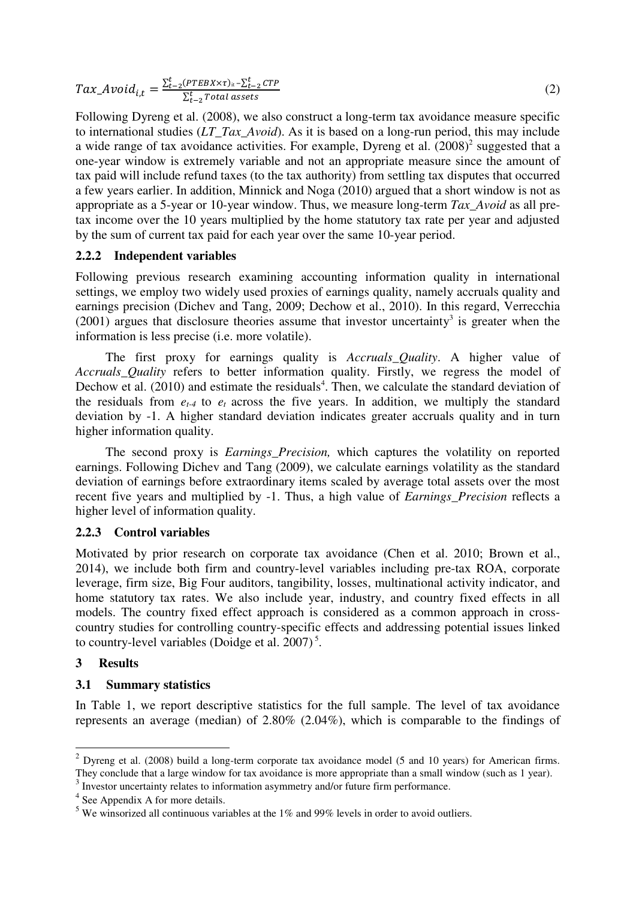$$Tax\_Avoid_{i,t} = \frac{\sum_{t-2}^{t}(PTEBX \times \tau)_{it} - \sum_{t-2}^{t} CTP}{\sum_{t-2}^{t} Total\ assets} \tag{2}$$

Following Dyreng et al. (2008), we also construct a long-term tax avoidance measure specific to international studies (*LT_Tax_Avoid*). As it is based on a long-run period, this may include a wide range of tax avoidance activities. For example, Dyreng et al. (2008)[2] suggested that a one-year window is extremely variable and not an appropriate measure since the amount of tax paid will include refund taxes (to the tax authority) from settling tax disputes that occurred a few years earlier. In addition, Minnick and Noga (2010) argued that a short window is not as appropriate as a 5-year or 10-year window. Thus, we measure long-term *Tax_Avoid* as all pre-tax income over the 10 years multiplied by the home statutory tax rate per year and adjusted by the sum of current tax paid for each year over the same 10-year period.

### 2.2.2 Independent variables

Following previous research examining accounting information quality in international settings, we employ two widely used proxies of earnings quality, namely accruals quality and earnings precision (Dichev and Tang, 2009; Dechow et al., 2010). In this regard, Verrecchia (2001) argues that disclosure theories assume that investor uncertainty[3] is greater when the information is less precise (i.e. more volatile).

The first proxy for earnings quality is *Accruals_Quality*. A higher value of *Accruals_Quality* refers to better information quality. Firstly, we regress the model of Dechow et al. (2010) and estimate the residuals[4]. Then, we calculate the standard deviation of the residuals from $e_{t-4}$ to $e_t$ across the five years. In addition, we multiply the standard deviation by -1. A higher standard deviation indicates greater accruals quality and in turn higher information quality.

The second proxy is *Earnings_Precision,* which captures the volatility on reported earnings. Following Dichev and Tang (2009), we calculate earnings volatility as the standard deviation of earnings before extraordinary items scaled by average total assets over the most recent five years and multiplied by -1. Thus, a high value of *Earnings_Precision* reflects a higher level of information quality.

### 2.2.3 Control variables

Motivated by prior research on corporate tax avoidance (Chen et al. 2010; Brown et al., 2014), we include both firm and country-level variables including pre-tax ROA, corporate leverage, firm size, Big Four auditors, tangibility, losses, multinational activity indicator, and home statutory tax rates. We also include year, industry, and country fixed effects in all models. The country fixed effect approach is considered as a common approach in cross-country studies for controlling country-specific effects and addressing potential issues linked to country-level variables (Doidge et al. 2007)[5].

## 3 Results

### 3.1 Summary statistics

In Table 1, we report descriptive statistics for the full sample. The level of tax avoidance represents an average (median) of 2.80% (2.04%), which is comparable to the findings of

---

[2] Dyreng et al. (2008) build a long-term corporate tax avoidance model (5 and 10 years) for American firms. They conclude that a large window for tax avoidance is more appropriate than a small window (such as 1 year).

[3] Investor uncertainty relates to information asymmetry and/or future firm performance.

[4] See Appendix A for more details.

[5] We winsorized all continuous variables at the 1% and 99% levels in order to avoid outliers.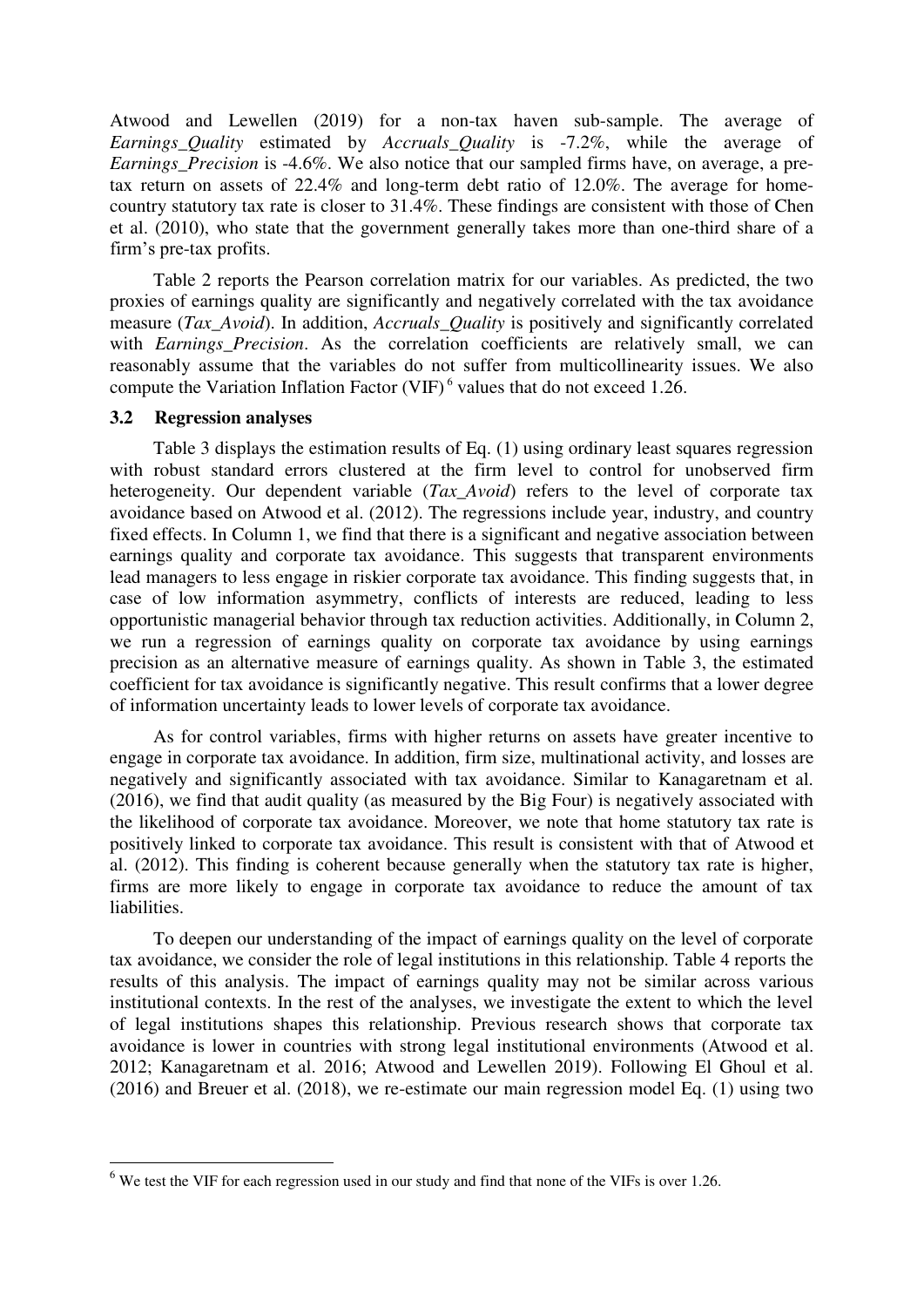Atwood and Lewellen (2019) for a non-tax haven sub-sample. The average of *Earnings_Quality* estimated by *Accruals_Quality* is -7.2%, while the average of *Earnings_Precision* is -4.6%. We also notice that our sampled firms have, on average, a pre-tax return on assets of 22.4% and long-term debt ratio of 12.0%. The average for home-country statutory tax rate is closer to 31.4%. These findings are consistent with those of Chen et al. (2010), who state that the government generally takes more than one-third share of a firm's pre-tax profits.

Table 2 reports the Pearson correlation matrix for our variables. As predicted, the two proxies of earnings quality are significantly and negatively correlated with the tax avoidance measure (*Tax_Avoid*). In addition, *Accruals_Quality* is positively and significantly correlated with *Earnings_Precision*. As the correlation coefficients are relatively small, we can reasonably assume that the variables do not suffer from multicollinearity issues. We also compute the Variation Inflation Factor (VIF) [6] values that do not exceed 1.26.

### 3.2 Regression analyses

Table 3 displays the estimation results of Eq. (1) using ordinary least squares regression with robust standard errors clustered at the firm level to control for unobserved firm heterogeneity. Our dependent variable (*Tax_Avoid*) refers to the level of corporate tax avoidance based on Atwood et al. (2012). The regressions include year, industry, and country fixed effects. In Column 1, we find that there is a significant and negative association between earnings quality and corporate tax avoidance. This suggests that transparent environments lead managers to less engage in riskier corporate tax avoidance. This finding suggests that, in case of low information asymmetry, conflicts of interests are reduced, leading to less opportunistic managerial behavior through tax reduction activities. Additionally, in Column 2, we run a regression of earnings quality on corporate tax avoidance by using earnings precision as an alternative measure of earnings quality. As shown in Table 3, the estimated coefficient for tax avoidance is significantly negative. This result confirms that a lower degree of information uncertainty leads to lower levels of corporate tax avoidance.

As for control variables, firms with higher returns on assets have greater incentive to engage in corporate tax avoidance. In addition, firm size, multinational activity, and losses are negatively and significantly associated with tax avoidance. Similar to Kanagaretnam et al. (2016), we find that audit quality (as measured by the Big Four) is negatively associated with the likelihood of corporate tax avoidance. Moreover, we note that home statutory tax rate is positively linked to corporate tax avoidance. This result is consistent with that of Atwood et al. (2012). This finding is coherent because generally when the statutory tax rate is higher, firms are more likely to engage in corporate tax avoidance to reduce the amount of tax liabilities.

To deepen our understanding of the impact of earnings quality on the level of corporate tax avoidance, we consider the role of legal institutions in this relationship. Table 4 reports the results of this analysis. The impact of earnings quality may not be similar across various institutional contexts. In the rest of the analyses, we investigate the extent to which the level of legal institutions shapes this relationship. Previous research shows that corporate tax avoidance is lower in countries with strong legal institutional environments (Atwood et al. 2012; Kanagaretnam et al. 2016; Atwood and Lewellen 2019). Following El Ghoul et al. (2016) and Breuer et al. (2018), we re-estimate our main regression model Eq. (1) using two

[6] We test the VIF for each regression used in our study and find that none of the VIFs is over 1.26.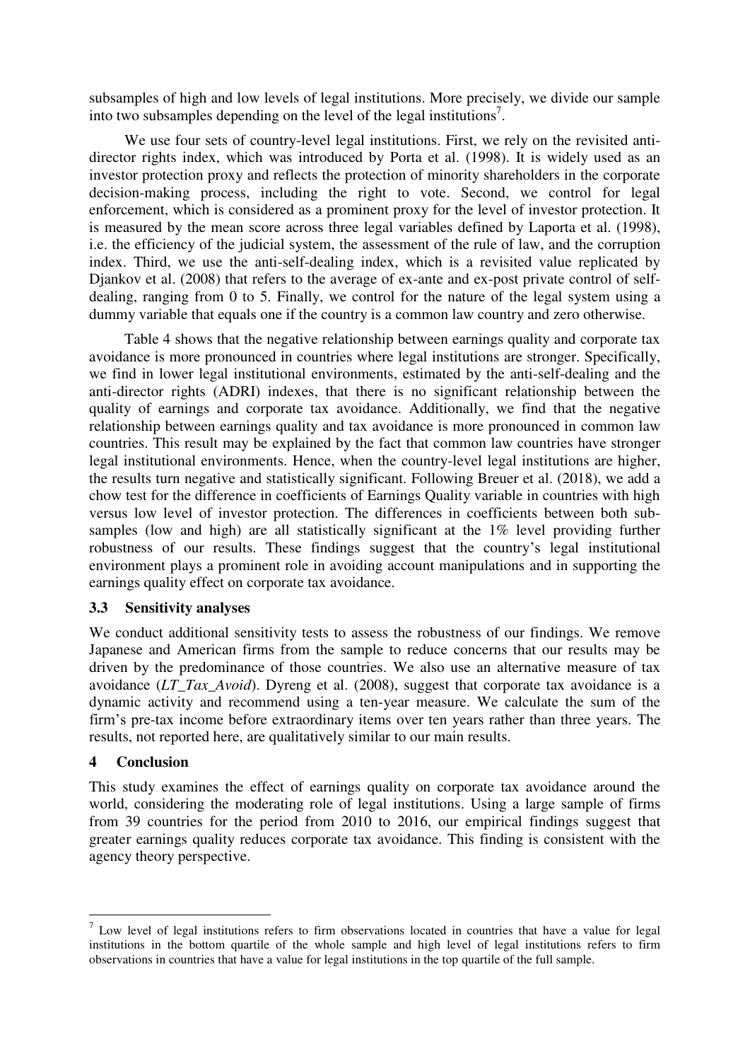subsamples of high and low levels of legal institutions. More precisely, we divide our sample into two subsamples depending on the level of the legal institutions[7].

We use four sets of country-level legal institutions. First, we rely on the revisited anti-director rights index, which was introduced by Porta et al. (1998). It is widely used as an investor protection proxy and reflects the protection of minority shareholders in the corporate decision-making process, including the right to vote. Second, we control for legal enforcement, which is considered as a prominent proxy for the level of investor protection. It is measured by the mean score across three legal variables defined by Laporta et al. (1998), i.e. the efficiency of the judicial system, the assessment of the rule of law, and the corruption index. Third, we use the anti-self-dealing index, which is a revisited value replicated by Djankov et al. (2008) that refers to the average of ex-ante and ex-post private control of self-dealing, ranging from 0 to 5. Finally, we control for the nature of the legal system using a dummy variable that equals one if the country is a common law country and zero otherwise.

Table 4 shows that the negative relationship between earnings quality and corporate tax avoidance is more pronounced in countries where legal institutions are stronger. Specifically, we find in lower legal institutional environments, estimated by the anti-self-dealing and the anti-director rights (ADRI) indexes, that there is no significant relationship between the quality of earnings and corporate tax avoidance. Additionally, we find that the negative relationship between earnings quality and tax avoidance is more pronounced in common law countries. This result may be explained by the fact that common law countries have stronger legal institutional environments. Hence, when the country-level legal institutions are higher, the results turn negative and statistically significant. Following Breuer et al. (2018), we add a chow test for the difference in coefficients of Earnings Quality variable in countries with high versus low level of investor protection. The differences in coefficients between both sub-samples (low and high) are all statistically significant at the 1% level providing further robustness of our results. These findings suggest that the country's legal institutional environment plays a prominent role in avoiding account manipulations and in supporting the earnings quality effect on corporate tax avoidance.

### 3.3 Sensitivity analyses

We conduct additional sensitivity tests to assess the robustness of our findings. We remove Japanese and American firms from the sample to reduce concerns that our results may be driven by the predominance of those countries. We also use an alternative measure of tax avoidance (*LT_Tax_Avoid*). Dyreng et al. (2008), suggest that corporate tax avoidance is a dynamic activity and recommend using a ten-year measure. We calculate the sum of the firm's pre-tax income before extraordinary items over ten years rather than three years. The results, not reported here, are qualitatively similar to our main results.

## 4 Conclusion

This study examines the effect of earnings quality on corporate tax avoidance around the world, considering the moderating role of legal institutions. Using a large sample of firms from 39 countries for the period from 2010 to 2016, our empirical findings suggest that greater earnings quality reduces corporate tax avoidance. This finding is consistent with the agency theory perspective.

---

[7] Low level of legal institutions refers to firm observations located in countries that have a value for legal institutions in the bottom quartile of the whole sample and high level of legal institutions refers to firm observations in countries that have a value for legal institutions in the top quartile of the full sample.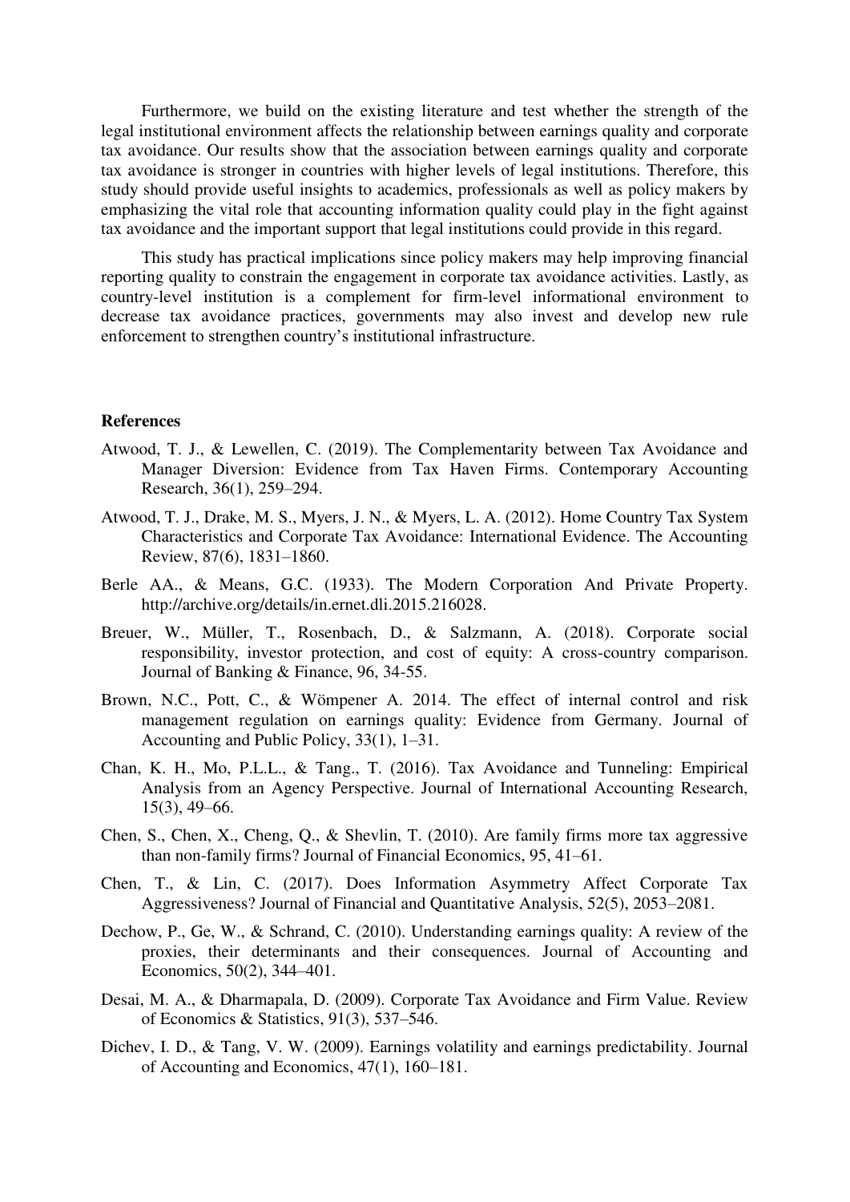Furthermore, we build on the existing literature and test whether the strength of the legal institutional environment affects the relationship between earnings quality and corporate tax avoidance. Our results show that the association between earnings quality and corporate tax avoidance is stronger in countries with higher levels of legal institutions. Therefore, this study should provide useful insights to academics, professionals as well as policy makers by emphasizing the vital role that accounting information quality could play in the fight against tax avoidance and the important support that legal institutions could provide in this regard.

This study has practical implications since policy makers may help improving financial reporting quality to constrain the engagement in corporate tax avoidance activities. Lastly, as country-level institution is a complement for firm-level informational environment to decrease tax avoidance practices, governments may also invest and develop new rule enforcement to strengthen country's institutional infrastructure.

**References**

Atwood, T. J., & Lewellen, C. (2019). The Complementarity between Tax Avoidance and Manager Diversion: Evidence from Tax Haven Firms. Contemporary Accounting Research, 36(1), 259–294.

Atwood, T. J., Drake, M. S., Myers, J. N., & Myers, L. A. (2012). Home Country Tax System Characteristics and Corporate Tax Avoidance: International Evidence. The Accounting Review, 87(6), 1831–1860.

Berle AA., & Means, G.C. (1933). The Modern Corporation And Private Property. http://archive.org/details/in.ernet.dli.2015.216028.

Breuer, W., Müller, T., Rosenbach, D., & Salzmann, A. (2018). Corporate social responsibility, investor protection, and cost of equity: A cross-country comparison. Journal of Banking & Finance, 96, 34-55.

Brown, N.C., Pott, C., & Wömpener A. 2014. The effect of internal control and risk management regulation on earnings quality: Evidence from Germany. Journal of Accounting and Public Policy, 33(1), 1–31.

Chan, K. H., Mo, P.L.L., & Tang., T. (2016). Tax Avoidance and Tunneling: Empirical Analysis from an Agency Perspective. Journal of International Accounting Research, 15(3), 49–66.

Chen, S., Chen, X., Cheng, Q., & Shevlin, T. (2010). Are family firms more tax aggressive than non-family firms? Journal of Financial Economics, 95, 41–61.

Chen, T., & Lin, C. (2017). Does Information Asymmetry Affect Corporate Tax Aggressiveness? Journal of Financial and Quantitative Analysis, 52(5), 2053–2081.

Dechow, P., Ge, W., & Schrand, C. (2010). Understanding earnings quality: A review of the proxies, their determinants and their consequences. Journal of Accounting and Economics, 50(2), 344–401.

Desai, M. A., & Dharmapala, D. (2009). Corporate Tax Avoidance and Firm Value. Review of Economics & Statistics, 91(3), 537–546.

Dichev, I. D., & Tang, V. W. (2009). Earnings volatility and earnings predictability. Journal of Accounting and Economics, 47(1), 160–181.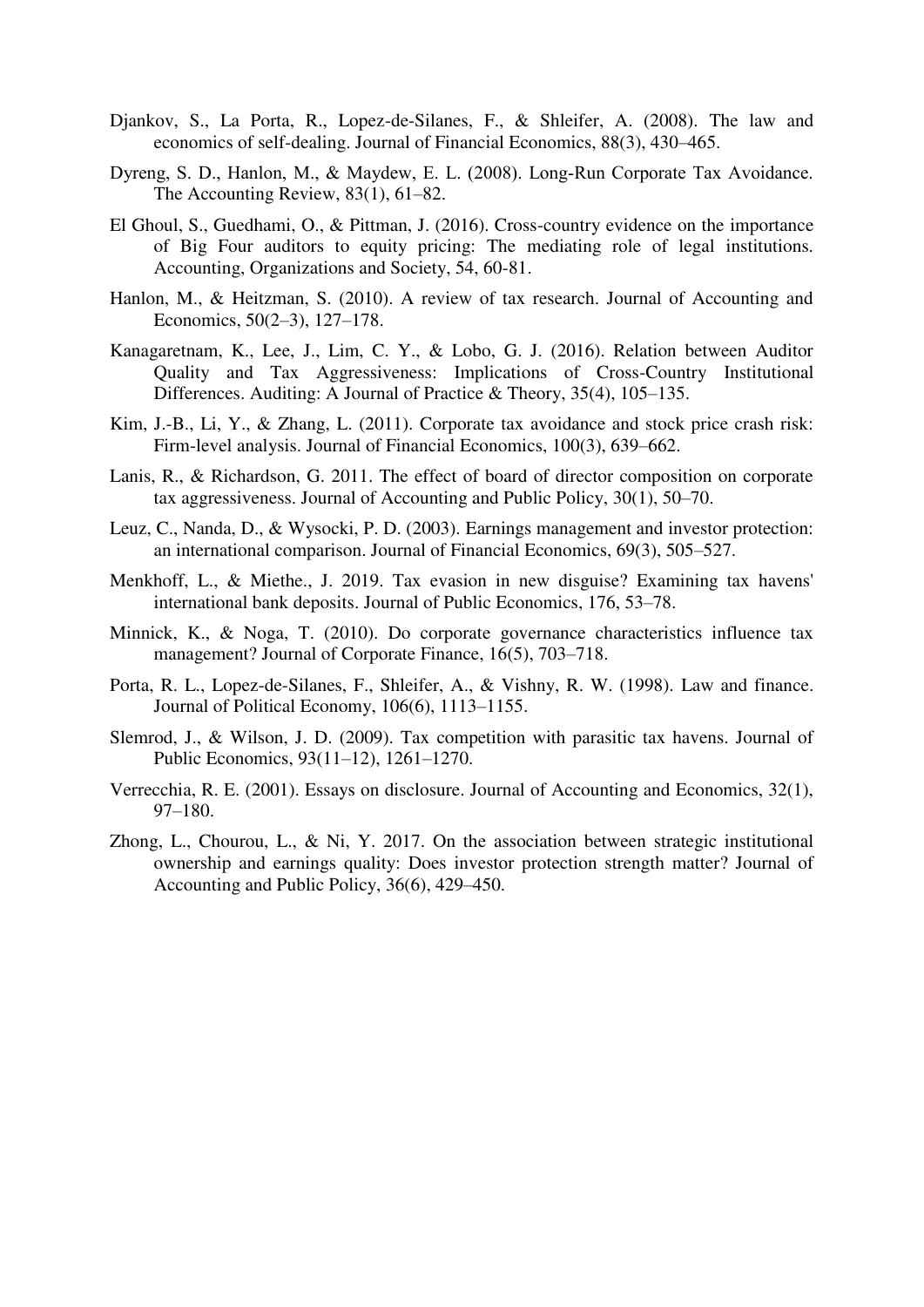Djankov, S., La Porta, R., Lopez-de-Silanes, F., & Shleifer, A. (2008). The law and economics of self-dealing. Journal of Financial Economics, 88(3), 430–465.

Dyreng, S. D., Hanlon, M., & Maydew, E. L. (2008). Long-Run Corporate Tax Avoidance. The Accounting Review, 83(1), 61–82.

El Ghoul, S., Guedhami, O., & Pittman, J. (2016). Cross-country evidence on the importance of Big Four auditors to equity pricing: The mediating role of legal institutions. Accounting, Organizations and Society, 54, 60-81.

Hanlon, M., & Heitzman, S. (2010). A review of tax research. Journal of Accounting and Economics, 50(2–3), 127–178.

Kanagaretnam, K., Lee, J., Lim, C. Y., & Lobo, G. J. (2016). Relation between Auditor Quality and Tax Aggressiveness: Implications of Cross-Country Institutional Differences. Auditing: A Journal of Practice & Theory, 35(4), 105–135.

Kim, J.-B., Li, Y., & Zhang, L. (2011). Corporate tax avoidance and stock price crash risk: Firm-level analysis. Journal of Financial Economics, 100(3), 639–662.

Lanis, R., & Richardson, G. 2011. The effect of board of director composition on corporate tax aggressiveness. Journal of Accounting and Public Policy, 30(1), 50–70.

Leuz, C., Nanda, D., & Wysocki, P. D. (2003). Earnings management and investor protection: an international comparison. Journal of Financial Economics, 69(3), 505–527.

Menkhoff, L., & Miethe., J. 2019. Tax evasion in new disguise? Examining tax havens' international bank deposits. Journal of Public Economics, 176, 53–78.

Minnick, K., & Noga, T. (2010). Do corporate governance characteristics influence tax management? Journal of Corporate Finance, 16(5), 703–718.

Porta, R. L., Lopez-de-Silanes, F., Shleifer, A., & Vishny, R. W. (1998). Law and finance. Journal of Political Economy, 106(6), 1113–1155.

Slemrod, J., & Wilson, J. D. (2009). Tax competition with parasitic tax havens. Journal of Public Economics, 93(11–12), 1261–1270.

Verrecchia, R. E. (2001). Essays on disclosure. Journal of Accounting and Economics, 32(1), 97–180.

Zhong, L., Chourou, L., & Ni, Y. 2017. On the association between strategic institutional ownership and earnings quality: Does investor protection strength matter? Journal of Accounting and Public Policy, 36(6), 429–450.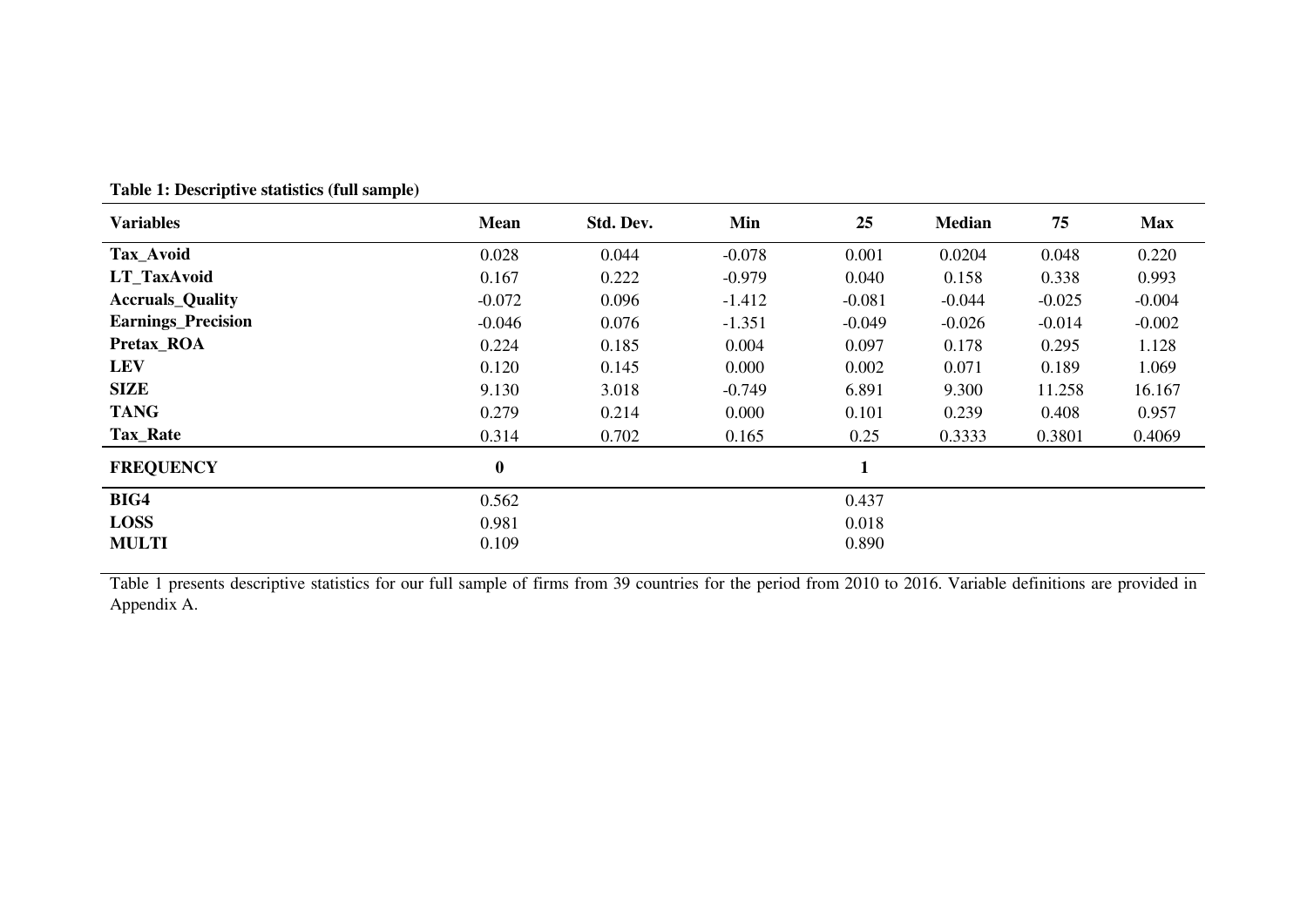**Table 1: Descriptive statistics (full sample)**

| Variables | Mean | Std. Dev. | Min | 25 | Median | 75 | Max |
|---|---|---|---|---|---|---|---|
| **Tax_Avoid** | 0.028 | 0.044 | -0.078 | 0.001 | 0.0204 | 0.048 | 0.220 |
| **LT_TaxAvoid** | 0.167 | 0.222 | -0.979 | 0.040 | 0.158 | 0.338 | 0.993 |
| **Accruals_Quality** | -0.072 | 0.096 | -1.412 | -0.081 | -0.044 | -0.025 | -0.004 |
| **Earnings_Precision** | -0.046 | 0.076 | -1.351 | -0.049 | -0.026 | -0.014 | -0.002 |
| **Pretax_ROA** | 0.224 | 0.185 | 0.004 | 0.097 | 0.178 | 0.295 | 1.128 |
| **LEV** | 0.120 | 0.145 | 0.000 | 0.002 | 0.071 | 0.189 | 1.069 |
| **SIZE** | 9.130 | 3.018 | -0.749 | 6.891 | 9.300 | 11.258 | 16.167 |
| **TANG** | 0.279 | 0.214 | 0.000 | 0.101 | 0.239 | 0.408 | 0.957 |
| **Tax_Rate** | 0.314 | 0.702 | 0.165 | 0.25 | 0.3333 | 0.3801 | 0.4069 |
| **FREQUENCY** | **0** | | | **1** | | | |
| **BIG4** | 0.562 | | | 0.437 | | | |
| **LOSS** | 0.981 | | | 0.018 | | | |
| **MULTI** | 0.109 | | | 0.890 | | | |

Table 1 presents descriptive statistics for our full sample of firms from 39 countries for the period from 2010 to 2016. Variable definitions are provided in Appendix A.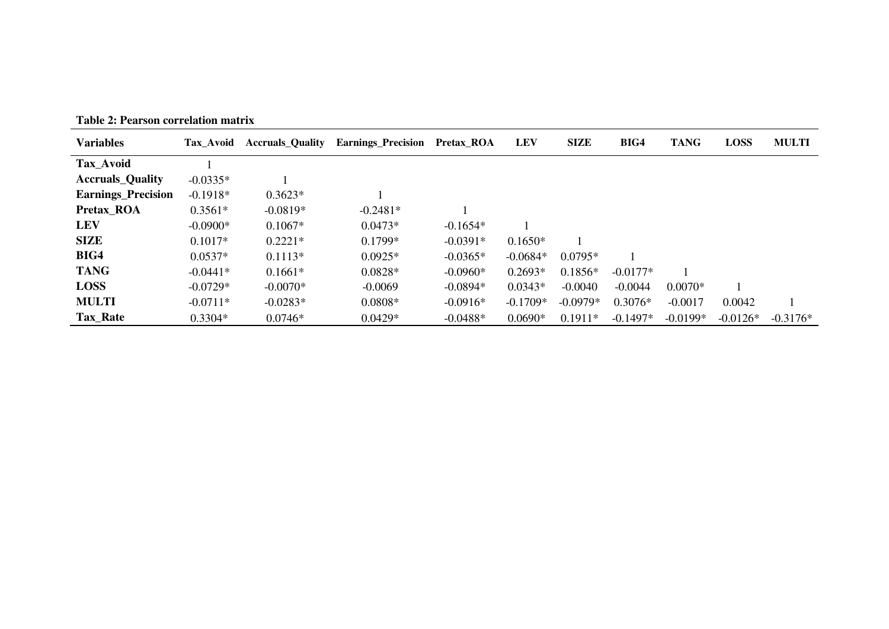**Table 2: Pearson correlation matrix**

| Variables | Tax_Avoid | Accruals_Quality | Earnings_Precision | Pretax_ROA | LEV | SIZE | BIG4 | TANG | LOSS | MULTI |
|---|---|---|---|---|---|---|---|---|---|---|
| **Tax_Avoid** | 1 | | | | | | | | | |
| **Accruals_Quality** | -0.0335* | 1 | | | | | | | | |
| **Earnings_Precision** | -0.1918* | 0.3623* | 1 | | | | | | | |
| **Pretax_ROA** | 0.3561* | -0.0819* | -0.2481* | 1 | | | | | | |
| **LEV** | -0.0900* | 0.1067* | 0.0473* | -0.1654* | 1 | | | | | |
| **SIZE** | 0.1017* | 0.2221* | 0.1799* | -0.0391* | 0.1650* | 1 | | | | |
| **BIG4** | 0.0537* | 0.1113* | 0.0925* | -0.0365* | -0.0684* | 0.0795* | 1 | | | |
| **TANG** | -0.0441* | 0.1661* | 0.0828* | -0.0960* | 0.2693* | 0.1856* | -0.0177* | 1 | | |
| **LOSS** | -0.0729* | -0.0070* | -0.0069 | -0.0894* | 0.0343* | -0.0040 | -0.0044 | 0.0070* | 1 | |
| **MULTI** | -0.0711* | -0.0283* | 0.0808* | -0.0916* | -0.1709* | -0.0979* | 0.3076* | -0.0017 | 0.0042 | 1 |
| **Tax_Rate** | 0.3304* | 0.0746* | 0.0429* | -0.0488* | 0.0690* | 0.1911* | -0.1497* | -0.0199* | -0.0126* | -0.3176* |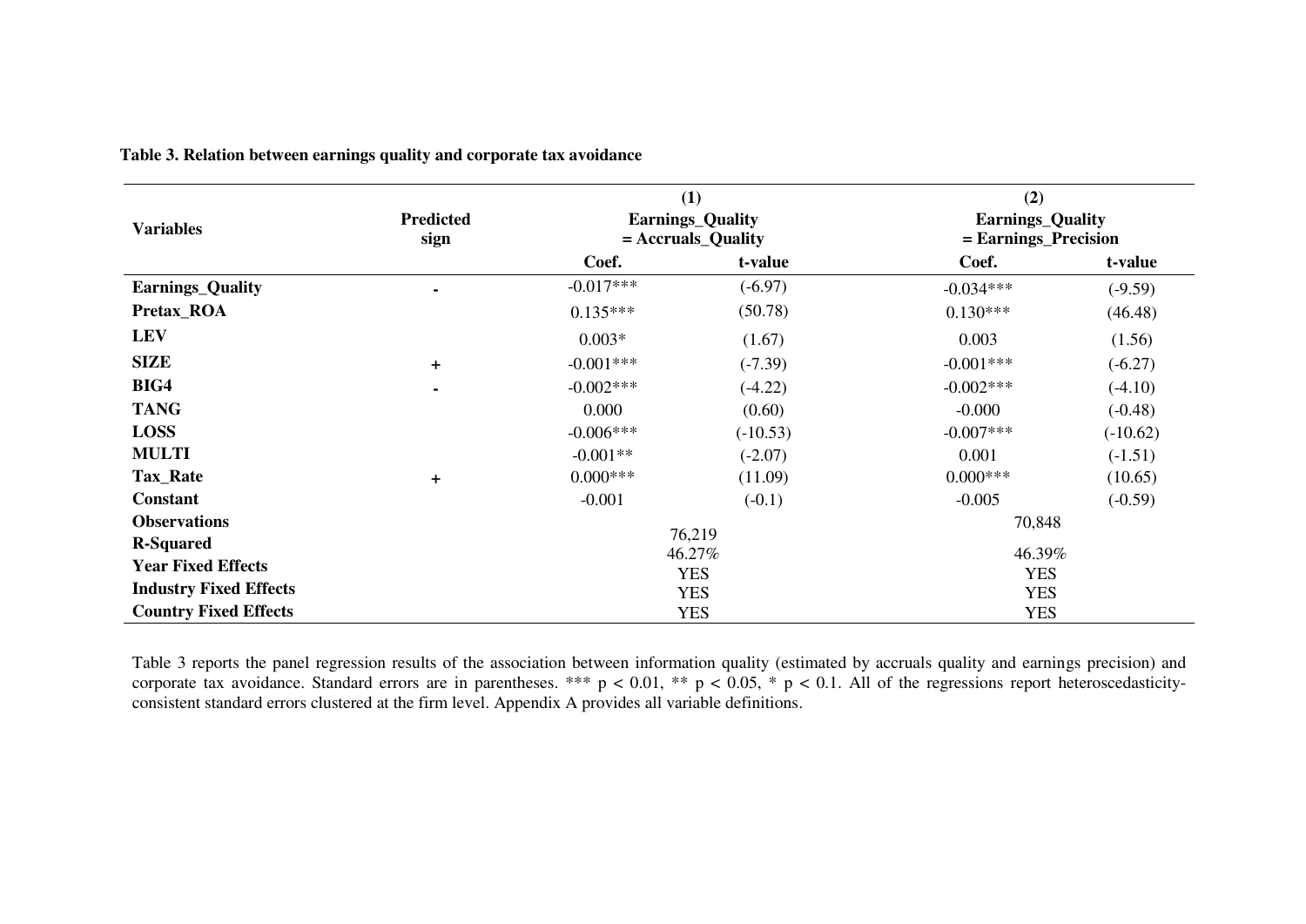**Table 3. Relation between earnings quality and corporate tax avoidance**

| Variables | Predicted sign | (1) Earnings_Quality = Accruals_Quality | | (2) Earnings_Quality = Earnings_Precision | |
|---|---|---|---|---|---|
| | | Coef. | t-value | Coef. | t-value |
| **Earnings_Quality** | - | -0.017*** | (-6.97) | -0.034*** | (-9.59) |
| **Pretax_ROA** | | 0.135*** | (50.78) | 0.130*** | (46.48) |
| **LEV** | | 0.003* | (1.67) | 0.003 | (1.56) |
| **SIZE** | + | -0.001*** | (-7.39) | -0.001*** | (-6.27) |
| **BIG4** | - | -0.002*** | (-4.22) | -0.002*** | (-4.10) |
| **TANG** | | 0.000 | (0.60) | -0.000 | (-0.48) |
| **LOSS** | | -0.006*** | (-10.53) | -0.007*** | (-10.62) |
| **MULTI** | | -0.001** | (-2.07) | 0.001 | (-1.51) |
| **Tax_Rate** | + | 0.000*** | (11.09) | 0.000*** | (10.65) |
| **Constant** | | -0.001 | (-0.1) | -0.005 | (-0.59) |
| **Observations** | | 76,219 | | 70,848 | |
| **R-Squared** | | 46.27% | | 46.39% | |
| **Year Fixed Effects** | | YES | | YES | |
| **Industry Fixed Effects** | | YES | | YES | |
| **Country Fixed Effects** | | YES | | YES | |

Table 3 reports the panel regression results of the association between information quality (estimated by accruals quality and earnings precision) and corporate tax avoidance. Standard errors are in parentheses. *** $p < 0.01$, ** $p < 0.05$, * $p < 0.1$. All of the regressions report heteroscedasticity-consistent standard errors clustered at the firm level. Appendix A provides all variable definitions.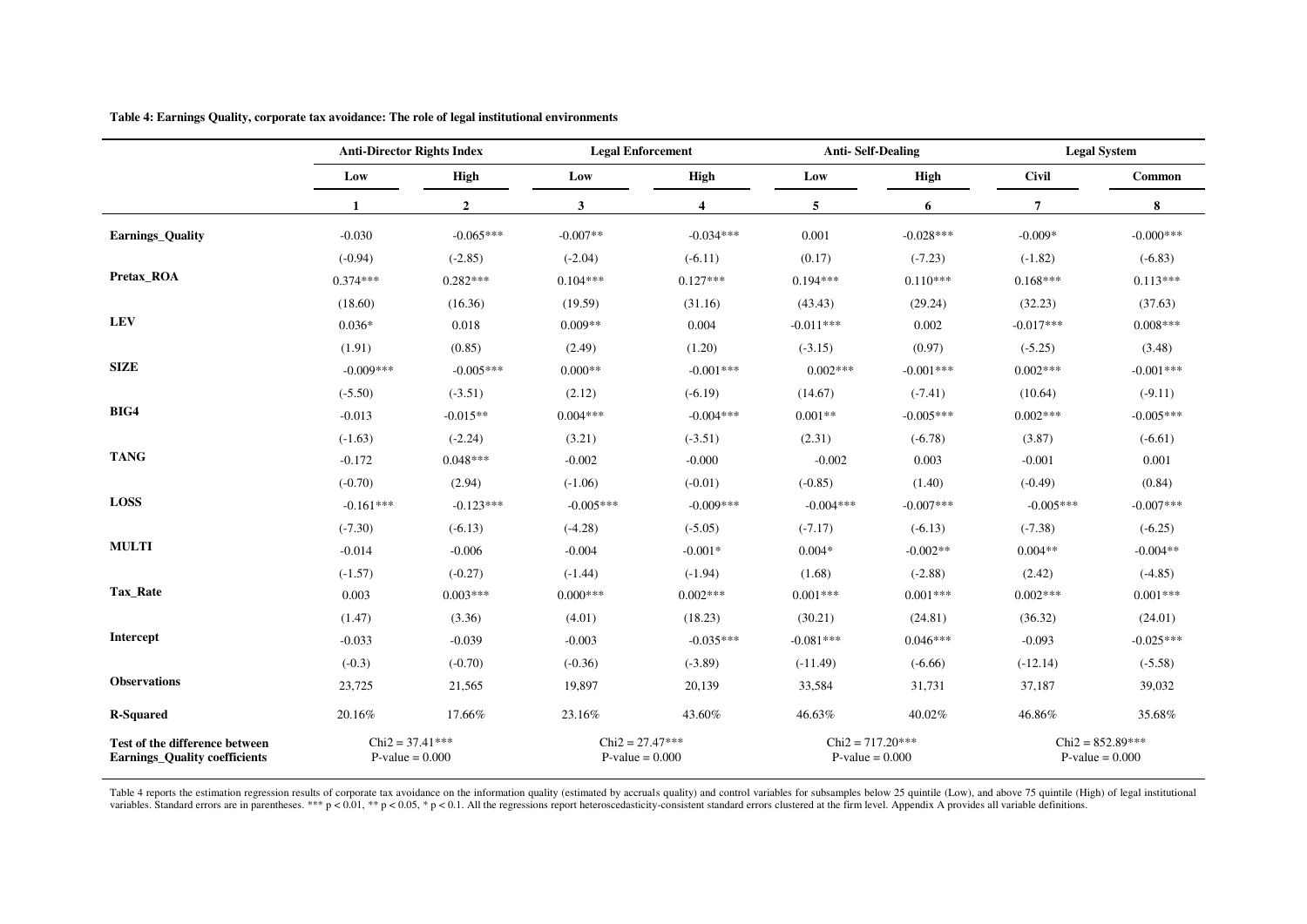**Table 4: Earnings Quality, corporate tax avoidance: The role of legal institutional environments**

| | Anti-Director Rights Index | | Legal Enforcement | | Anti- Self-Dealing | | Legal System | |
|---|---|---|---|---|---|---|---|---|
| | Low | High | Low | High | Low | High | Civil | Common |
| | 1 | 2 | 3 | 4 | 5 | 6 | 7 | 8 |
| **Earnings_Quality** | -0.030 | -0.065*** | -0.007** | -0.034*** | 0.001 | -0.028*** | -0.009* | -0.000*** |
| | (-0.94) | (-2.85) | (-2.04) | (-6.11) | (0.17) | (-7.23) | (-1.82) | (-6.83) |
| **Pretax_ROA** | 0.374*** | 0.282*** | 0.104*** | 0.127*** | 0.194*** | 0.110*** | 0.168*** | 0.113*** |
| | (18.60) | (16.36) | (19.59) | (31.16) | (43.43) | (29.24) | (32.23) | (37.63) |
| **LEV** | 0.036* | 0.018 | 0.009** | 0.004 | -0.011*** | 0.002 | -0.017*** | 0.008*** |
| | (1.91) | (0.85) | (2.49) | (1.20) | (-3.15) | (0.97) | (-5.25) | (3.48) |
| **SIZE** | -0.009*** | -0.005*** | 0.000** | -0.001*** | 0.002*** | -0.001*** | 0.002*** | -0.001*** |
| | (-5.50) | (-3.51) | (2.12) | (-6.19) | (14.67) | (-7.41) | (10.64) | (-9.11) |
| **BIG4** | -0.013 | -0.015** | 0.004*** | -0.004*** | 0.001** | -0.005*** | 0.002*** | -0.005*** |
| | (-1.63) | (-2.24) | (3.21) | (-3.51) | (2.31) | (-6.78) | (3.87) | (-6.61) |
| **TANG** | -0.172 | 0.048*** | -0.002 | -0.000 | -0.002 | 0.003 | -0.001 | 0.001 |
| | (-0.70) | (2.94) | (-1.06) | (-0.01) | (-0.85) | (1.40) | (-0.49) | (0.84) |
| **LOSS** | -0.161*** | -0.123*** | -0.005*** | -0.009*** | -0.004*** | -0.007*** | -0.005*** | -0.007*** |
| | (-7.30) | (-6.13) | (-4.28) | (-5.05) | (-7.17) | (-6.13) | (-7.38) | (-6.25) |
| **MULTI** | -0.014 | -0.006 | -0.004 | -0.001* | 0.004* | -0.002** | 0.004** | -0.004** |
| | (-1.57) | (-0.27) | (-1.44) | (-1.94) | (1.68) | (-2.88) | (2.42) | (-4.85) |
| **Tax_Rate** | 0.003 | 0.003*** | 0.000*** | 0.002*** | 0.001*** | 0.001*** | 0.002*** | 0.001*** |
| | (1.47) | (3.36) | (4.01) | (18.23) | (30.21) | (24.81) | (36.32) | (24.01) |
| **Intercept** | -0.033 | -0.039 | -0.003 | -0.035*** | -0.081*** | 0.046*** | -0.093 | -0.025*** |
| | (-0.3) | (-0.70) | (-0.36) | (-3.89) | (-11.49) | (-6.66) | (-12.14) | (-5.58) |
| **Observations** | 23,725 | 21,565 | 19,897 | 20,139 | 33,584 | 31,731 | 37,187 | 39,032 |
| **R-Squared** | 20.16% | 17.66% | 23.16% | 43.60% | 46.63% | 40.02% | 46.86% | 35.68% |
| **Test of the difference between Earnings_Quality coefficients** | Chi2 = 37.41*** P-value = 0.000 | | Chi2 = 27.47*** P-value = 0.000 | | Chi2 = 717.20*** P-value = 0.000 | | Chi2 = 852.89*** P-value = 0.000 | |

Table 4 reports the estimation regression results of corporate tax avoidance on the information quality (estimated by accruals quality) and control variables for subsamples below 25 quintile (Low), and above 75 quintile (High) of legal institutional variables. Standard errors are in parentheses. *** p < 0.01, ** p < 0.05, * p < 0.1. All the regressions report heteroscedasticity-consistent standard errors clustered at the firm level. Appendix A provides all variable definitions.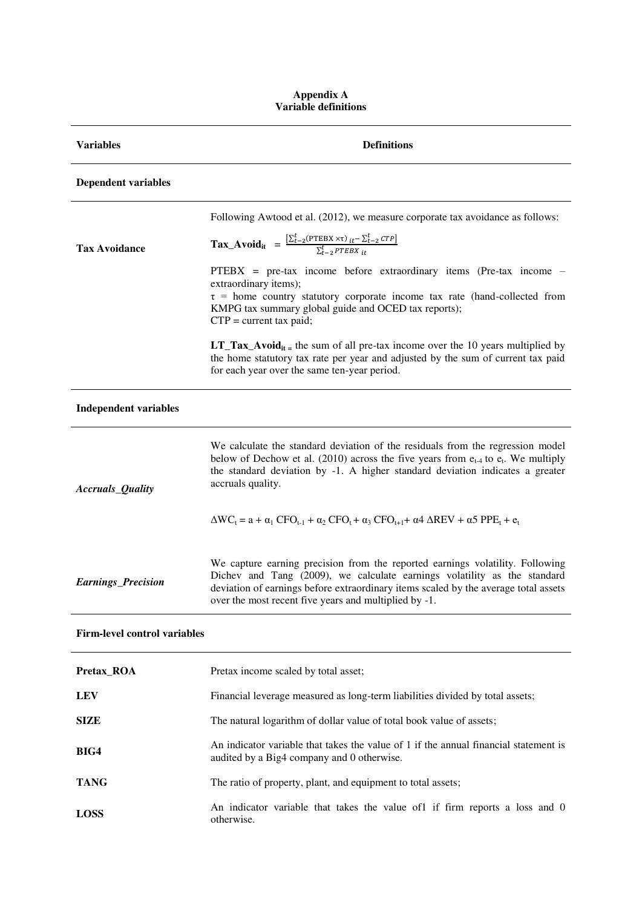## Appendix A
## Variable definitions

| Variables | Definitions |
|---|---|
| **Dependent variables** | |
| **Tax Avoidance** | Following Awtood et al. (2012), we measure corporate tax avoidance as follows: $\textbf{Tax\_Avoid}_{it} = \frac{\left[\sum_{t-2}^{t}(\text{PTEBX} \times \tau)_{it} - \sum_{t-2}^{t} CTP\right]}{\sum_{t-2}^{t} PTEBX_{it}}$ PTEBX = pre-tax income before extraordinary items (Pre-tax income – extraordinary items); $\tau$ = home country statutory corporate income tax rate (hand-collected from KMPG tax summary global guide and OCED tax reports); CTP = current tax paid; $\textbf{LT\_Tax\_Avoid}_{it}$ = the sum of all pre-tax income over the 10 years multiplied by the home statutory tax rate per year and adjusted by the sum of current tax paid for each year over the same ten-year period. |
| **Independent variables** | |
| ***Accruals_Quality*** | We calculate the standard deviation of the residuals from the regression model below of Dechow et al. (2010) across the five years from $e_{t-4}$ to $e_t$. We multiply the standard deviation by -1. A higher standard deviation indicates a greater accruals quality. $\Delta WC_t = a + \alpha_1 CFO_{t-1} + \alpha_2 CFO_t + \alpha_3 CFO_{t+1} + \alpha 4\ \Delta REV + \alpha 5\ PPE_t + e_t$ |
| ***Earnings_Precision*** | We capture earning precision from the reported earnings volatility. Following Dichev and Tang (2009), we calculate earnings volatility as the standard deviation of earnings before extraordinary items scaled by the average total assets over the most recent five years and multiplied by -1. |
| **Firm-level control variables** | |
| **Pretax_ROA** | Pretax income scaled by total asset; |
| **LEV** | Financial leverage measured as long-term liabilities divided by total assets; |
| **SIZE** | The natural logarithm of dollar value of total book value of assets; |
| **BIG4** | An indicator variable that takes the value of 1 if the annual financial statement is audited by a Big4 company and 0 otherwise. |
| **TANG** | The ratio of property, plant, and equipment to total assets; |
| **LOSS** | An indicator variable that takes the value of1 if firm reports a loss and 0 otherwise. |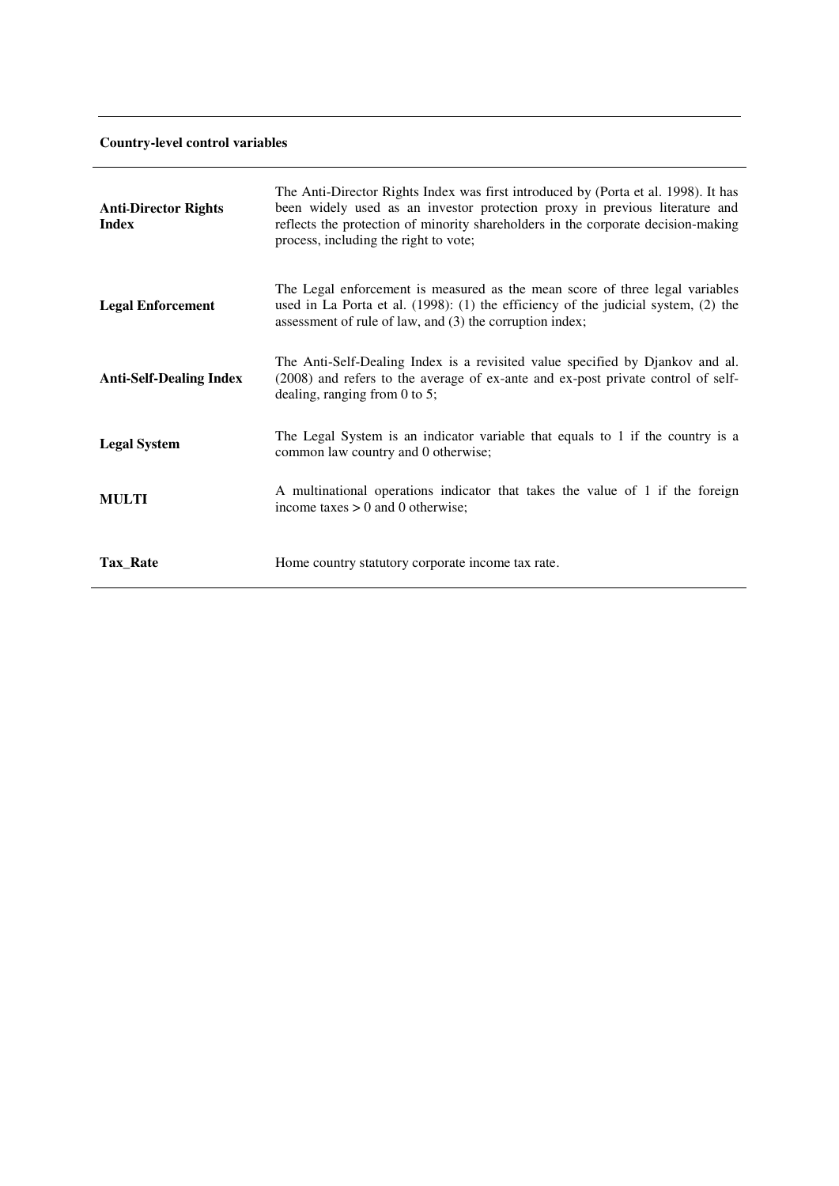| **Country-level control variables** | |
|---|---|
| **Anti-Director Rights Index** | The Anti-Director Rights Index was first introduced by (Porta et al. 1998). It has been widely used as an investor protection proxy in previous literature and reflects the protection of minority shareholders in the corporate decision-making process, including the right to vote; |
| **Legal Enforcement** | The Legal enforcement is measured as the mean score of three legal variables used in La Porta et al. (1998): (1) the efficiency of the judicial system, (2) the assessment of rule of law, and (3) the corruption index; |
| **Anti-Self-Dealing Index** | The Anti-Self-Dealing Index is a revisited value specified by Djankov and al. (2008) and refers to the average of ex-ante and ex-post private control of self-dealing, ranging from 0 to 5; |
| **Legal System** | The Legal System is an indicator variable that equals to 1 if the country is a common law country and 0 otherwise; |
| **MULTI** | A multinational operations indicator that takes the value of 1 if the foreign income taxes > 0 and 0 otherwise; |
| **Tax_Rate** | Home country statutory corporate income tax rate. |